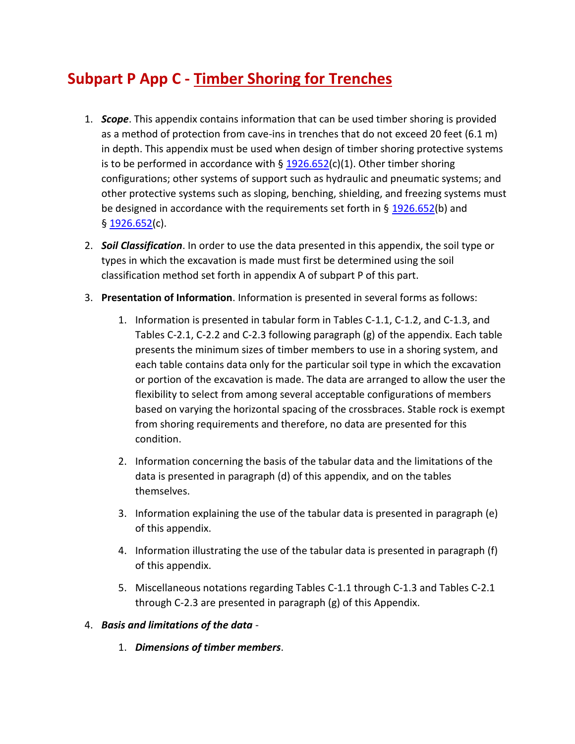# Subpart P App C - Timber Shoring for Trenches

1. ***Scope***. This appendix contains information that can be used timber shoring is provided as a method of protection from cave-ins in trenches that do not exceed 20 feet (6.1 m) in depth. This appendix must be used when design of timber shoring protective systems is to be performed in accordance with § 1926.652(c)(1). Other timber shoring configurations; other systems of support such as hydraulic and pneumatic systems; and other protective systems such as sloping, benching, shielding, and freezing systems must be designed in accordance with the requirements set forth in § 1926.652(b) and § 1926.652(c).

2. ***Soil Classification***. In order to use the data presented in this appendix, the soil type or types in which the excavation is made must first be determined using the soil classification method set forth in appendix A of subpart P of this part.

3. **Presentation of Information**. Information is presented in several forms as follows:

    1. Information is presented in tabular form in Tables C-1.1, C-1.2, and C-1.3, and Tables C-2.1, C-2.2 and C-2.3 following paragraph (g) of the appendix. Each table presents the minimum sizes of timber members to use in a shoring system, and each table contains data only for the particular soil type in which the excavation or portion of the excavation is made. The data are arranged to allow the user the flexibility to select from among several acceptable configurations of members based on varying the horizontal spacing of the crossbraces. Stable rock is exempt from shoring requirements and therefore, no data are presented for this condition.

    2. Information concerning the basis of the tabular data and the limitations of the data is presented in paragraph (d) of this appendix, and on the tables themselves.

    3. Information explaining the use of the tabular data is presented in paragraph (e) of this appendix.

    4. Information illustrating the use of the tabular data is presented in paragraph (f) of this appendix.

    5. Miscellaneous notations regarding Tables C-1.1 through C-1.3 and Tables C-2.1 through C-2.3 are presented in paragraph (g) of this Appendix.

4. ***Basis and limitations of the data*** -

    1. ***Dimensions of timber members***.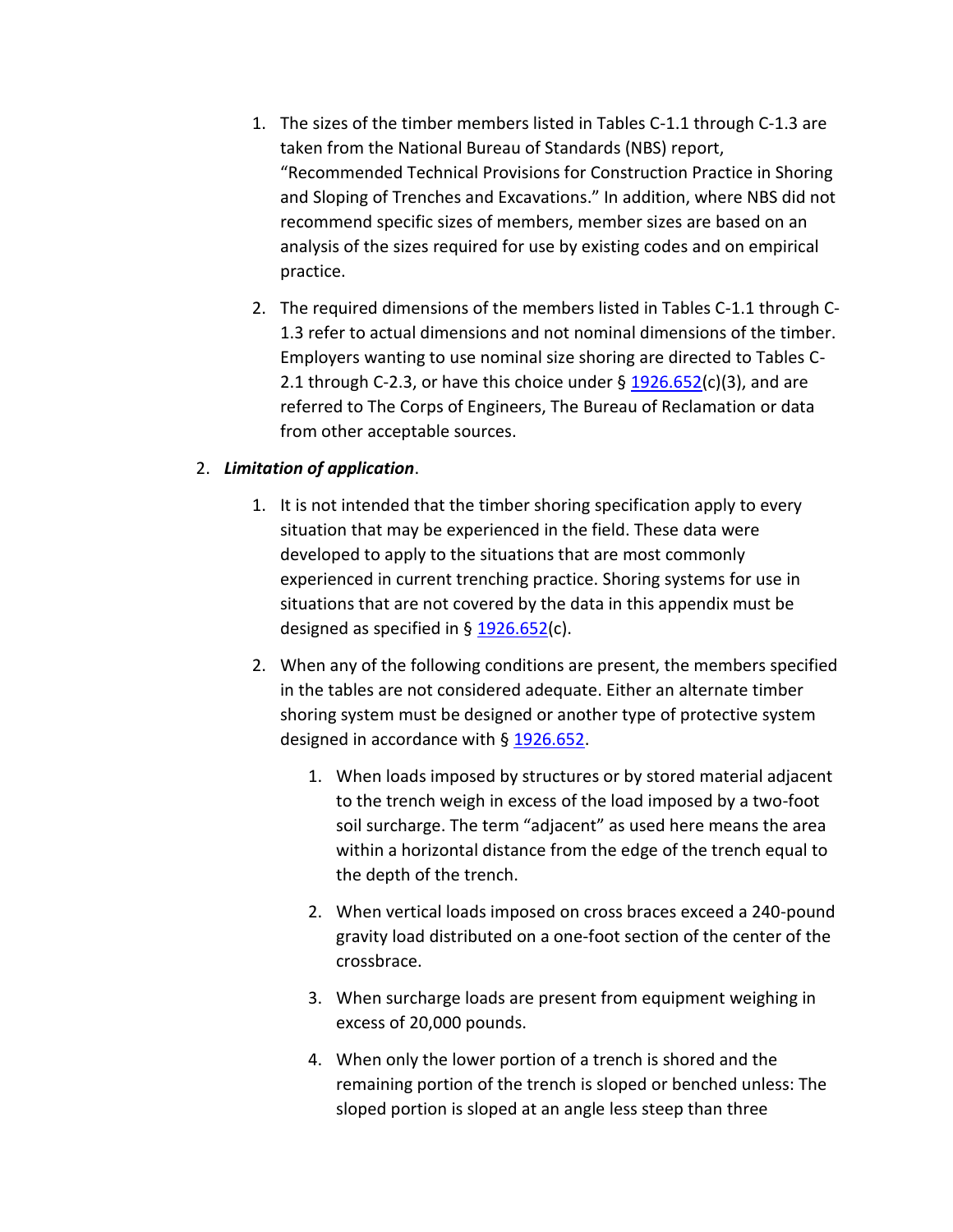1. The sizes of the timber members listed in Tables C-1.1 through C-1.3 are taken from the National Bureau of Standards (NBS) report, "Recommended Technical Provisions for Construction Practice in Shoring and Sloping of Trenches and Excavations." In addition, where NBS did not recommend specific sizes of members, member sizes are based on an analysis of the sizes required for use by existing codes and on empirical practice.

2. The required dimensions of the members listed in Tables C-1.1 through C-1.3 refer to actual dimensions and not nominal dimensions of the timber. Employers wanting to use nominal size shoring are directed to Tables C-2.1 through C-2.3, or have this choice under § 1926.652(c)(3), and are referred to The Corps of Engineers, The Bureau of Reclamation or data from other acceptable sources.

2. ***Limitation of application***.

   1. It is not intended that the timber shoring specification apply to every situation that may be experienced in the field. These data were developed to apply to the situations that are most commonly experienced in current trenching practice. Shoring systems for use in situations that are not covered by the data in this appendix must be designed as specified in § 1926.652(c).

   2. When any of the following conditions are present, the members specified in the tables are not considered adequate. Either an alternate timber shoring system must be designed or another type of protective system designed in accordance with § 1926.652.

      1. When loads imposed by structures or by stored material adjacent to the trench weigh in excess of the load imposed by a two-foot soil surcharge. The term "adjacent" as used here means the area within a horizontal distance from the edge of the trench equal to the depth of the trench.

      2. When vertical loads imposed on cross braces exceed a 240-pound gravity load distributed on a one-foot section of the center of the crossbrace.

      3. When surcharge loads are present from equipment weighing in excess of 20,000 pounds.

      4. When only the lower portion of a trench is shored and the remaining portion of the trench is sloped or benched unless: The sloped portion is sloped at an angle less steep than three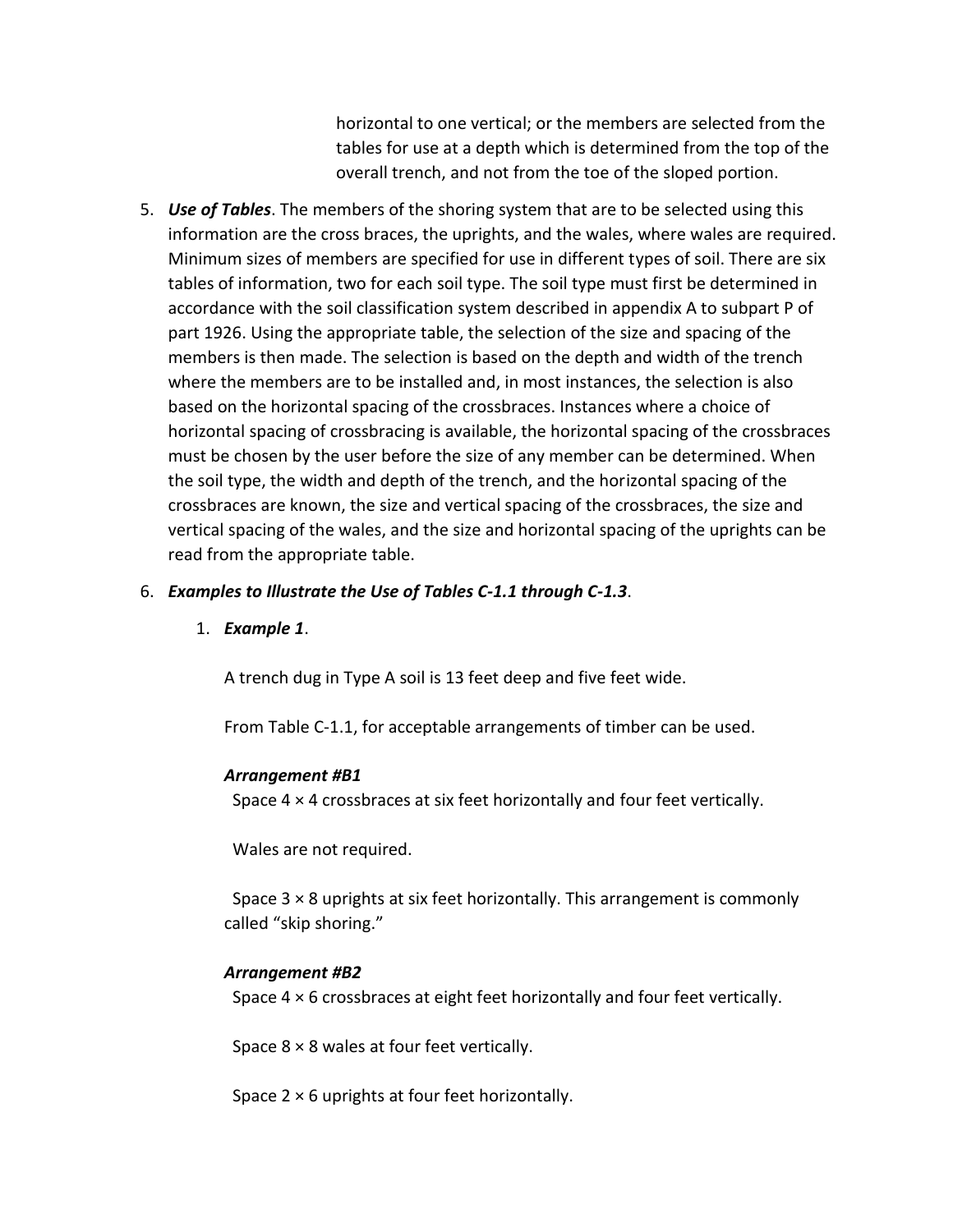horizontal to one vertical; or the members are selected from the tables for use at a depth which is determined from the top of the overall trench, and not from the toe of the sloped portion.

5. ***Use of Tables***. The members of the shoring system that are to be selected using this information are the cross braces, the uprights, and the wales, where wales are required. Minimum sizes of members are specified for use in different types of soil. There are six tables of information, two for each soil type. The soil type must first be determined in accordance with the soil classification system described in appendix A to subpart P of part 1926. Using the appropriate table, the selection of the size and spacing of the members is then made. The selection is based on the depth and width of the trench where the members are to be installed and, in most instances, the selection is also based on the horizontal spacing of the crossbraces. Instances where a choice of horizontal spacing of crossbracing is available, the horizontal spacing of the crossbraces must be chosen by the user before the size of any member can be determined. When the soil type, the width and depth of the trench, and the horizontal spacing of the crossbraces are known, the size and vertical spacing of the crossbraces, the size and vertical spacing of the wales, and the size and horizontal spacing of the uprights can be read from the appropriate table.

6. ***Examples to Illustrate the Use of Tables C-1.1 through C-1.3***.

   1. ***Example 1***.

      A trench dug in Type A soil is 13 feet deep and five feet wide.

      From Table C-1.1, for acceptable arrangements of timber can be used.

      ***Arrangement #B1***

      Space 4 × 4 crossbraces at six feet horizontally and four feet vertically.

      Wales are not required.

      Space 3 × 8 uprights at six feet horizontally. This arrangement is commonly called "skip shoring."

      ***Arrangement #B2***

      Space 4 × 6 crossbraces at eight feet horizontally and four feet vertically.

      Space 8 × 8 wales at four feet vertically.

      Space 2 × 6 uprights at four feet horizontally.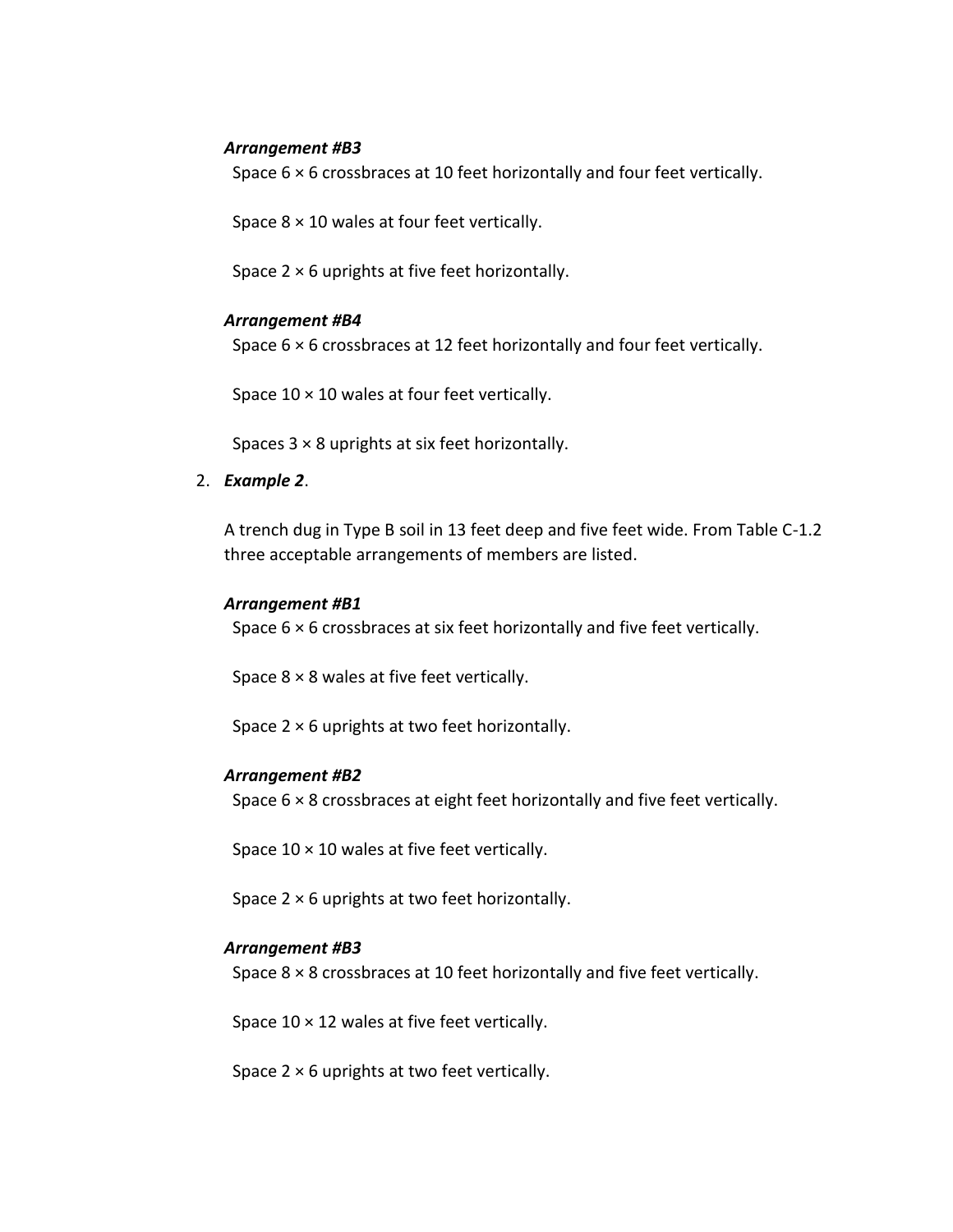***Arrangement #B3***

Space 6 × 6 crossbraces at 10 feet horizontally and four feet vertically.

Space 8 × 10 wales at four feet vertically.

Space 2 × 6 uprights at five feet horizontally.

***Arrangement #B4***

Space 6 × 6 crossbraces at 12 feet horizontally and four feet vertically.

Space 10 × 10 wales at four feet vertically.

Spaces 3 × 8 uprights at six feet horizontally.

2. ***Example 2***.

   A trench dug in Type B soil in 13 feet deep and five feet wide. From Table C-1.2 three acceptable arrangements of members are listed.

   ***Arrangement #B1***

   Space 6 × 6 crossbraces at six feet horizontally and five feet vertically.

   Space 8 × 8 wales at five feet vertically.

   Space 2 × 6 uprights at two feet horizontally.

   ***Arrangement #B2***

   Space 6 × 8 crossbraces at eight feet horizontally and five feet vertically.

   Space 10 × 10 wales at five feet vertically.

   Space 2 × 6 uprights at two feet horizontally.

   ***Arrangement #B3***

   Space 8 × 8 crossbraces at 10 feet horizontally and five feet vertically.

   Space 10 × 12 wales at five feet vertically.

   Space 2 × 6 uprights at two feet vertically.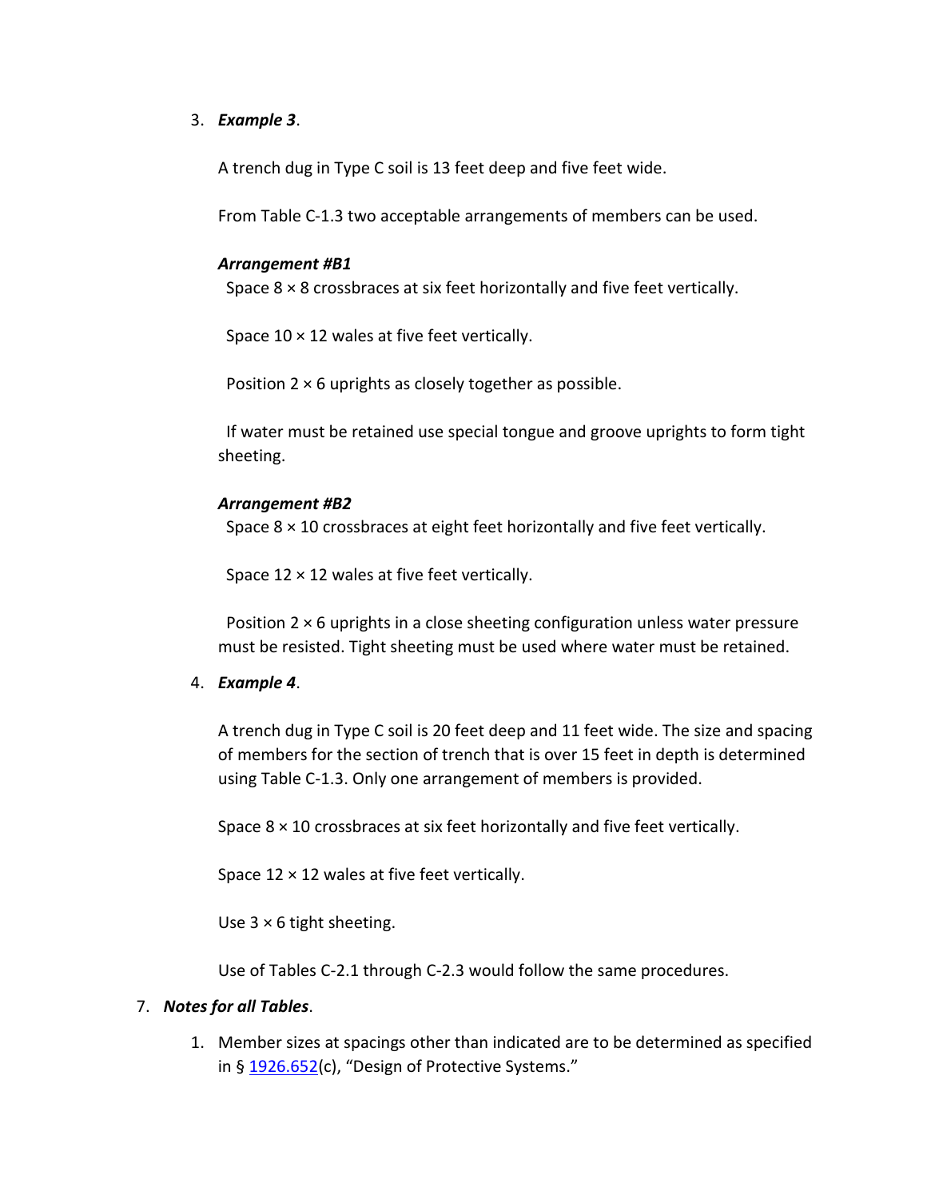3. ***Example 3***.

   A trench dug in Type C soil is 13 feet deep and five feet wide.

   From Table C-1.3 two acceptable arrangements of members can be used.

   ***Arrangement #B1***

   Space 8 × 8 crossbraces at six feet horizontally and five feet vertically.

   Space 10 × 12 wales at five feet vertically.

   Position 2 × 6 uprights as closely together as possible.

   If water must be retained use special tongue and groove uprights to form tight sheeting.

   ***Arrangement #B2***

   Space 8 × 10 crossbraces at eight feet horizontally and five feet vertically.

   Space 12 × 12 wales at five feet vertically.

   Position 2 × 6 uprights in a close sheeting configuration unless water pressure must be resisted. Tight sheeting must be used where water must be retained.

4. ***Example 4***.

   A trench dug in Type C soil is 20 feet deep and 11 feet wide. The size and spacing of members for the section of trench that is over 15 feet in depth is determined using Table C-1.3. Only one arrangement of members is provided.

   Space 8 × 10 crossbraces at six feet horizontally and five feet vertically.

   Space 12 × 12 wales at five feet vertically.

   Use 3 × 6 tight sheeting.

   Use of Tables C-2.1 through C-2.3 would follow the same procedures.

7. ***Notes for all Tables***.

   1. Member sizes at spacings other than indicated are to be determined as specified in § 1926.652(c), "Design of Protective Systems."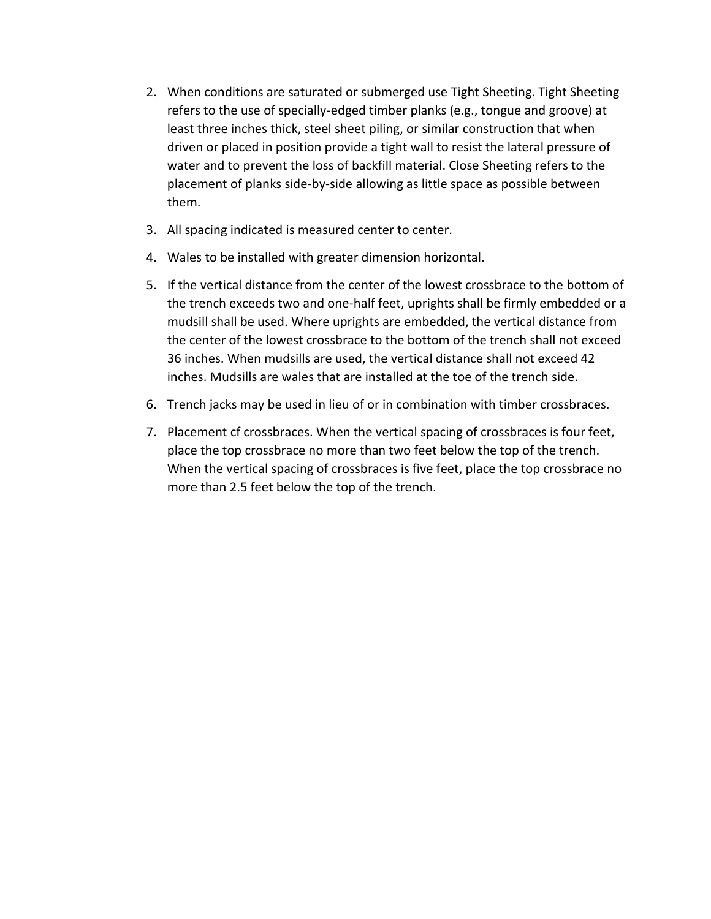2. When conditions are saturated or submerged use Tight Sheeting. Tight Sheeting refers to the use of specially-edged timber planks (e.g., tongue and groove) at least three inches thick, steel sheet piling, or similar construction that when driven or placed in position provide a tight wall to resist the lateral pressure of water and to prevent the loss of backfill material. Close Sheeting refers to the placement of planks side-by-side allowing as little space as possible between them.
3. All spacing indicated is measured center to center.
4. Wales to be installed with greater dimension horizontal.
5. If the vertical distance from the center of the lowest crossbrace to the bottom of the trench exceeds two and one-half feet, uprights shall be firmly embedded or a mudsill shall be used. Where uprights are embedded, the vertical distance from the center of the lowest crossbrace to the bottom of the trench shall not exceed 36 inches. When mudsills are used, the vertical distance shall not exceed 42 inches. Mudsills are wales that are installed at the toe of the trench side.
6. Trench jacks may be used in lieu of or in combination with timber crossbraces.
7. Placement cf crossbraces. When the vertical spacing of crossbraces is four feet, place the top crossbrace no more than two feet below the top of the trench. When the vertical spacing of crossbraces is five feet, place the top crossbrace no more than 2.5 feet below the top of the trench.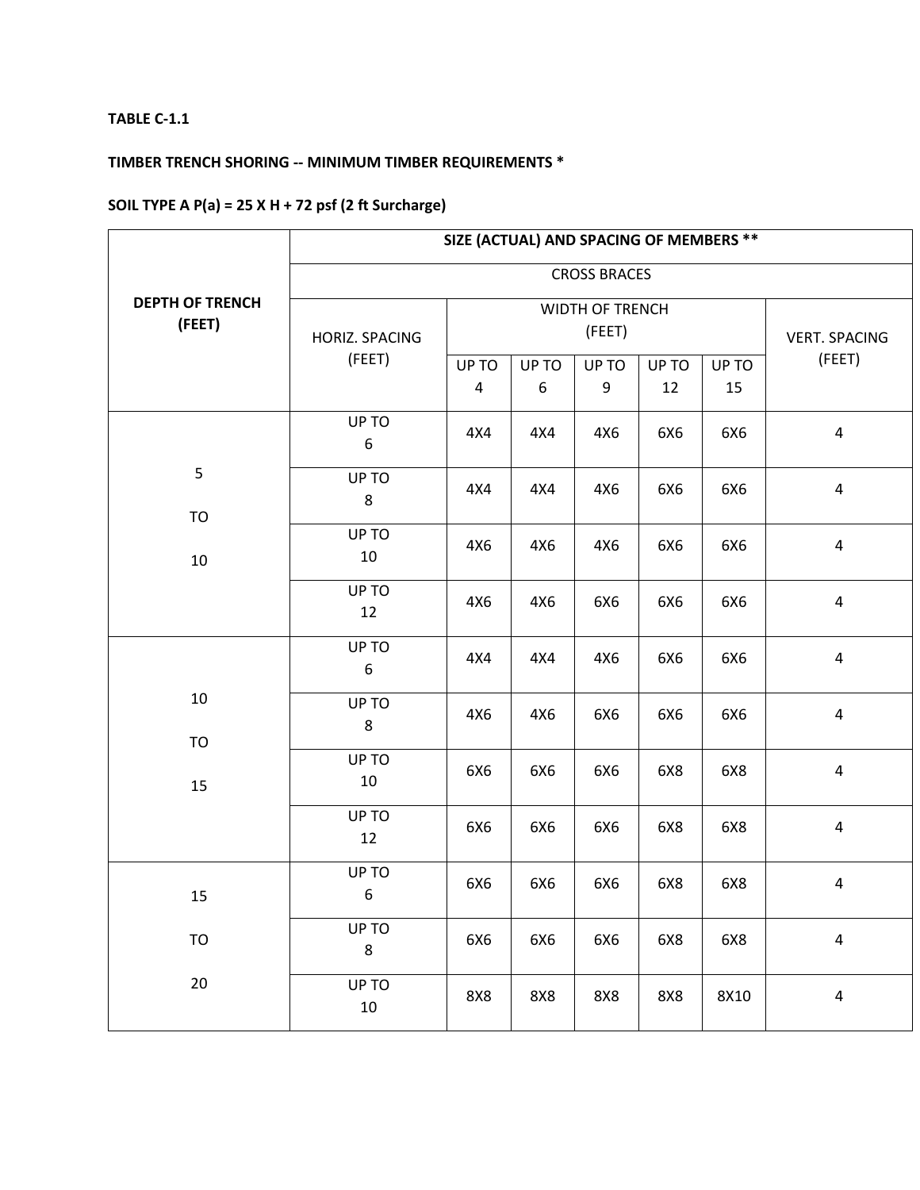**TABLE C-1.1**

**TIMBER TRENCH SHORING -- MINIMUM TIMBER REQUIREMENTS ***

**SOIL TYPE A P(a) = 25 X H + 72 psf (2 ft Surcharge)**

| DEPTH OF TRENCH (FEET) | SIZE (ACTUAL) AND SPACING OF MEMBERS ** | | | | | | |
|---|---|---|---|---|---|---|---|
| | CROSS BRACES | | | | | | |
| | HORIZ. SPACING (FEET) | WIDTH OF TRENCH (FEET) | | | | | VERT. SPACING (FEET) |
| | | UP TO 4 | UP TO 6 | UP TO 9 | UP TO 12 | UP TO 15 | |
| 5 TO 10 | UP TO 6 | 4X4 | 4X4 | 4X6 | 6X6 | 6X6 | 4 |
| | UP TO 8 | 4X4 | 4X4 | 4X6 | 6X6 | 6X6 | 4 |
| | UP TO 10 | 4X6 | 4X6 | 4X6 | 6X6 | 6X6 | 4 |
| | UP TO 12 | 4X6 | 4X6 | 6X6 | 6X6 | 6X6 | 4 |
| 10 TO 15 | UP TO 6 | 4X4 | 4X4 | 4X6 | 6X6 | 6X6 | 4 |
| | UP TO 8 | 4X6 | 4X6 | 6X6 | 6X6 | 6X6 | 4 |
| | UP TO 10 | 6X6 | 6X6 | 6X6 | 6X8 | 6X8 | 4 |
| | UP TO 12 | 6X6 | 6X6 | 6X6 | 6X8 | 6X8 | 4 |
| 15 TO 20 | UP TO 6 | 6X6 | 6X6 | 6X6 | 6X8 | 6X8 | 4 |
| | UP TO 8 | 6X6 | 6X6 | 6X6 | 6X8 | 6X8 | 4 |
| | UP TO 10 | 8X8 | 8X8 | 8X8 | 8X8 | 8X10 | 4 |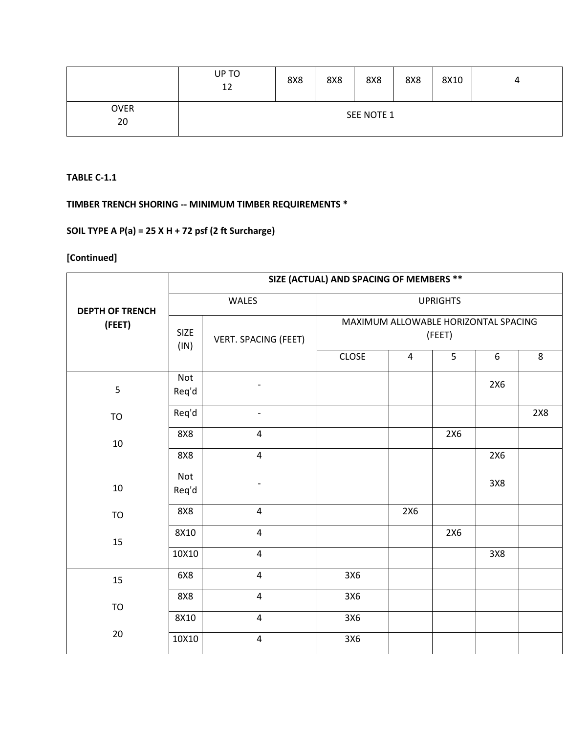| | UP TO 12 | 8X8 | 8X8 | 8X8 | 8X8 | 8X10 | 4 |
|---|---|---|---|---|---|---|---|
| OVER 20 | SEE NOTE 1 | | | | | | |

**TABLE C-1.1**

**TIMBER TRENCH SHORING -- MINIMUM TIMBER REQUIREMENTS ***

**SOIL TYPE A P(a) = 25 X H + 72 psf (2 ft Surcharge)**

**[Continued]**

| DEPTH OF TRENCH (FEET) | SIZE (ACTUAL) AND SPACING OF MEMBERS ** | | | | | | |
|---|---|---|---|---|---|---|---|
| | WALES | | UPRIGHTS | | | | |
| | SIZE (IN) | VERT. SPACING (FEET) | MAXIMUM ALLOWABLE HORIZONTAL SPACING (FEET) | | | | |
| | | | CLOSE | 4 | 5 | 6 | 8 |
| 5 TO 10 | Not Req'd | - | | | | 2X6 | |
| | Req'd | - | | | | | 2X8 |
| | 8X8 | 4 | | | 2X6 | | |
| | 8X8 | 4 | | | | 2X6 | |
| 10 TO 15 | Not Req'd | - | | | | 3X8 | |
| | 8X8 | 4 | | 2X6 | | | |
| | 8X10 | 4 | | | 2X6 | | |
| | 10X10 | 4 | | | | 3X8 | |
| 15 TO 20 | 6X8 | 4 | 3X6 | | | | |
| | 8X8 | 4 | 3X6 | | | | |
| | 8X10 | 4 | 3X6 | | | | |
| | 10X10 | 4 | 3X6 | | | | |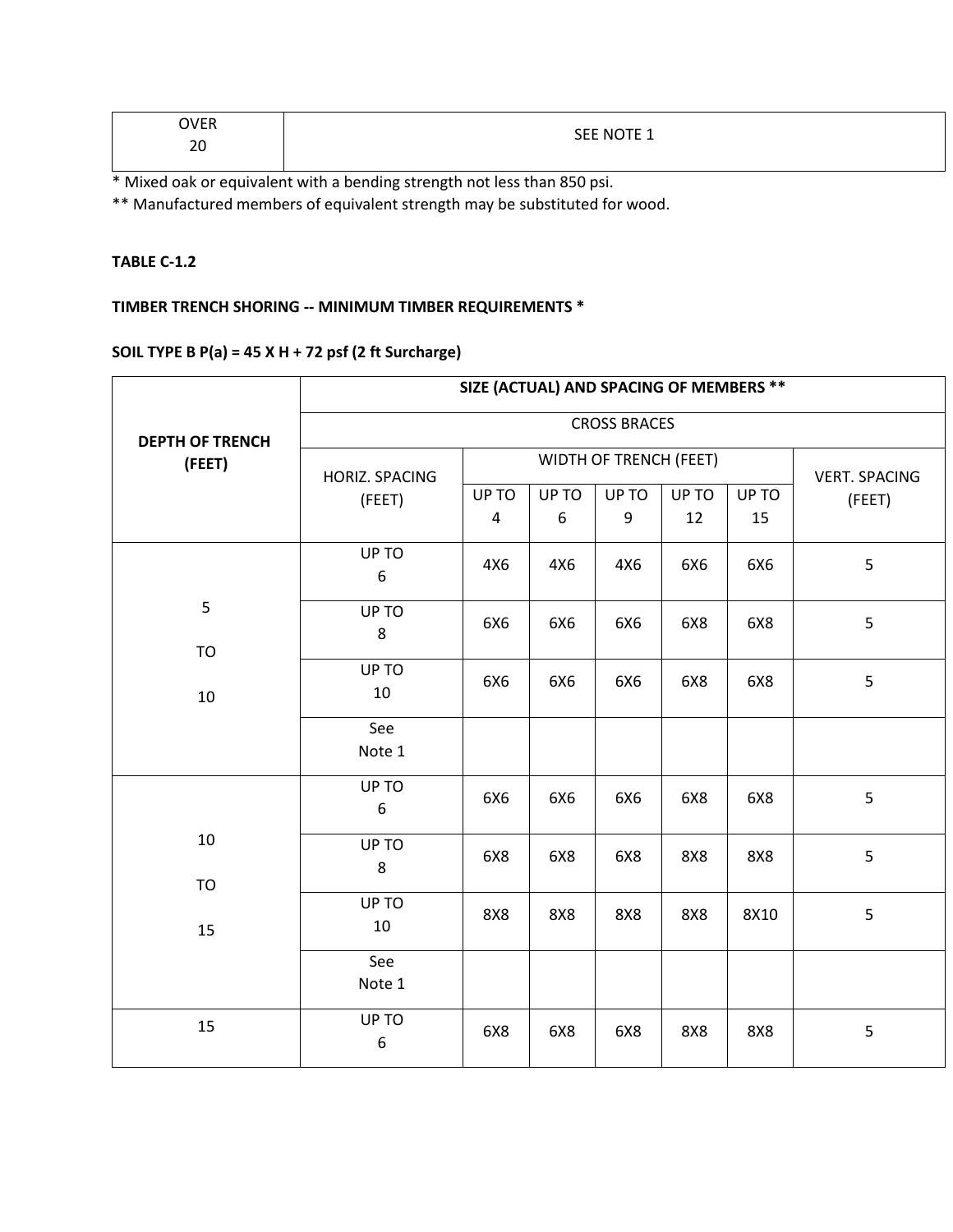| OVER 20 | SEE NOTE 1 |
|---|---|

* Mixed oak or equivalent with a bending strength not less than 850 psi.
** Manufactured members of equivalent strength may be substituted for wood.

**TABLE C-1.2**

**TIMBER TRENCH SHORING -- MINIMUM TIMBER REQUIREMENTS ***

**SOIL TYPE B P(a) = 45 X H + 72 psf (2 ft Surcharge)**

| DEPTH OF TRENCH (FEET) | SIZE (ACTUAL) AND SPACING OF MEMBERS ** | | | | | | |
|---|---|---|---|---|---|---|---|
| | CROSS BRACES | | | | | | |
| | HORIZ. SPACING (FEET) | WIDTH OF TRENCH (FEET) | | | | | VERT. SPACING (FEET) |
| | | UP TO 4 | UP TO 6 | UP TO 9 | UP TO 12 | UP TO 15 | |
| 5 TO 10 | UP TO 6 | 4X6 | 4X6 | 4X6 | 6X6 | 6X6 | 5 |
| | UP TO 8 | 6X6 | 6X6 | 6X6 | 6X8 | 6X8 | 5 |
| | UP TO 10 | 6X6 | 6X6 | 6X6 | 6X8 | 6X8 | 5 |
| | See Note 1 | | | | | | |
| 10 TO 15 | UP TO 6 | 6X6 | 6X6 | 6X6 | 6X8 | 6X8 | 5 |
| | UP TO 8 | 6X8 | 6X8 | 6X8 | 8X8 | 8X8 | 5 |
| | UP TO 10 | 8X8 | 8X8 | 8X8 | 8X8 | 8X10 | 5 |
| | See Note 1 | | | | | | |
| 15 | UP TO 6 | 6X8 | 6X8 | 6X8 | 8X8 | 8X8 | 5 |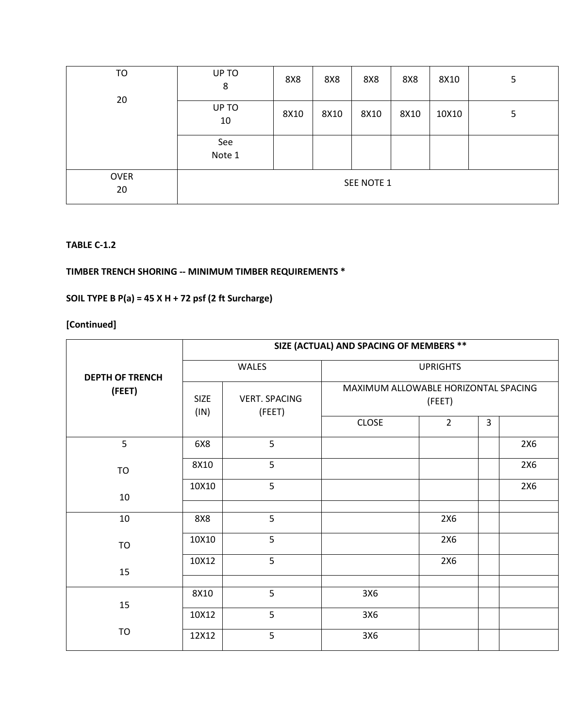| TO 20 | UP TO 8 | 8X8 | 8X8 | 8X8 | 8X8 | 8X10 | 5 |
|---|---|---|---|---|---|---|---|
| | UP TO 10 | 8X10 | 8X10 | 8X10 | 8X10 | 10X10 | 5 |
| | See Note 1 | | | | | | |
| OVER 20 | SEE NOTE 1 | | | | | | |

**TABLE C-1.2**

**TIMBER TRENCH SHORING -- MINIMUM TIMBER REQUIREMENTS ***

**SOIL TYPE B P(a) = 45 X H + 72 psf (2 ft Surcharge)**

**[Continued]**

| DEPTH OF TRENCH (FEET) | SIZE (ACTUAL) AND SPACING OF MEMBERS ** | | | | | |
|---|---|---|---|---|---|---|
| | WALES | | UPRIGHTS | | | |
| | SIZE (IN) | VERT. SPACING (FEET) | MAXIMUM ALLOWABLE HORIZONTAL SPACING (FEET) | | | |
| | | | CLOSE | 2 | 3 | |
| 5 TO 10 | 6X8 | 5 | | | | 2X6 |
| | 8X10 | 5 | | | | 2X6 |
| | 10X10 | 5 | | | | 2X6 |
| | | | | | | |
| 10 TO 15 | 8X8 | 5 | | 2X6 | | |
| | 10X10 | 5 | | 2X6 | | |
| | 10X12 | 5 | | 2X6 | | |
| | | | | | | |
| 15 TO | 8X10 | 5 | 3X6 | | | |
| | 10X12 | 5 | 3X6 | | | |
| | 12X12 | 5 | 3X6 | | | |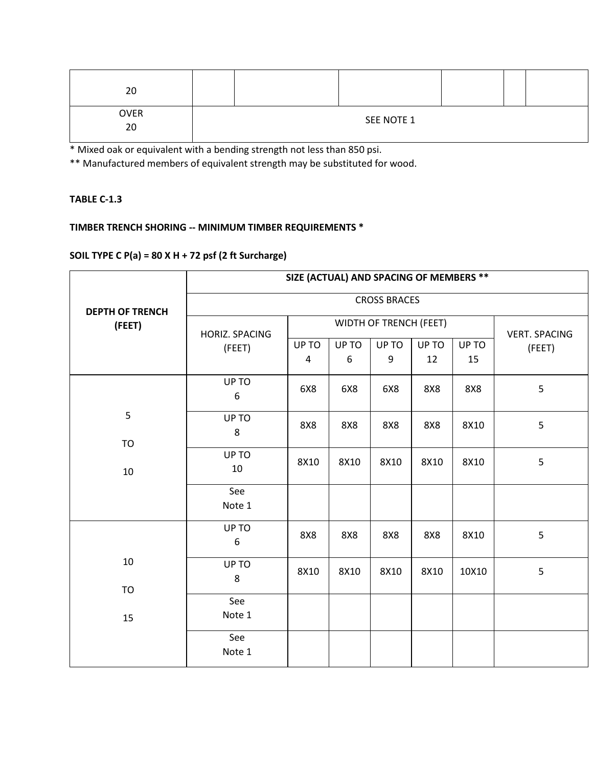| | | | | | | |
|---|---|---|---|---|---|---|
| 20 | | | | | | |
| OVER 20 | SEE NOTE 1 | | | | | |

\* Mixed oak or equivalent with a bending strength not less than 850 psi.

\*\* Manufactured members of equivalent strength may be substituted for wood.

**TABLE C-1.3**

**TIMBER TRENCH SHORING -- MINIMUM TIMBER REQUIREMENTS \***

**SOIL TYPE C P(a) = 80 X H + 72 psf (2 ft Surcharge)**

| DEPTH OF TRENCH (FEET) | SIZE (ACTUAL) AND SPACING OF MEMBERS ** | | | | | | |
|---|---|---|---|---|---|---|---|
| | CROSS BRACES | | | | | | |
| | HORIZ. SPACING (FEET) | WIDTH OF TRENCH (FEET) | | | | | VERT. SPACING (FEET) |
| | | UP TO 4 | UP TO 6 | UP TO 9 | UP TO 12 | UP TO 15 | |
| 5 TO 10 | UP TO 6 | 6X8 | 6X8 | 6X8 | 8X8 | 8X8 | 5 |
| | UP TO 8 | 8X8 | 8X8 | 8X8 | 8X8 | 8X10 | 5 |
| | UP TO 10 | 8X10 | 8X10 | 8X10 | 8X10 | 8X10 | 5 |
| | See Note 1 | | | | | | |
| 10 TO 15 | UP TO 6 | 8X8 | 8X8 | 8X8 | 8X8 | 8X10 | 5 |
| | UP TO 8 | 8X10 | 8X10 | 8X10 | 8X10 | 10X10 | 5 |
| | See Note 1 | | | | | | |
| | See Note 1 | | | | | | |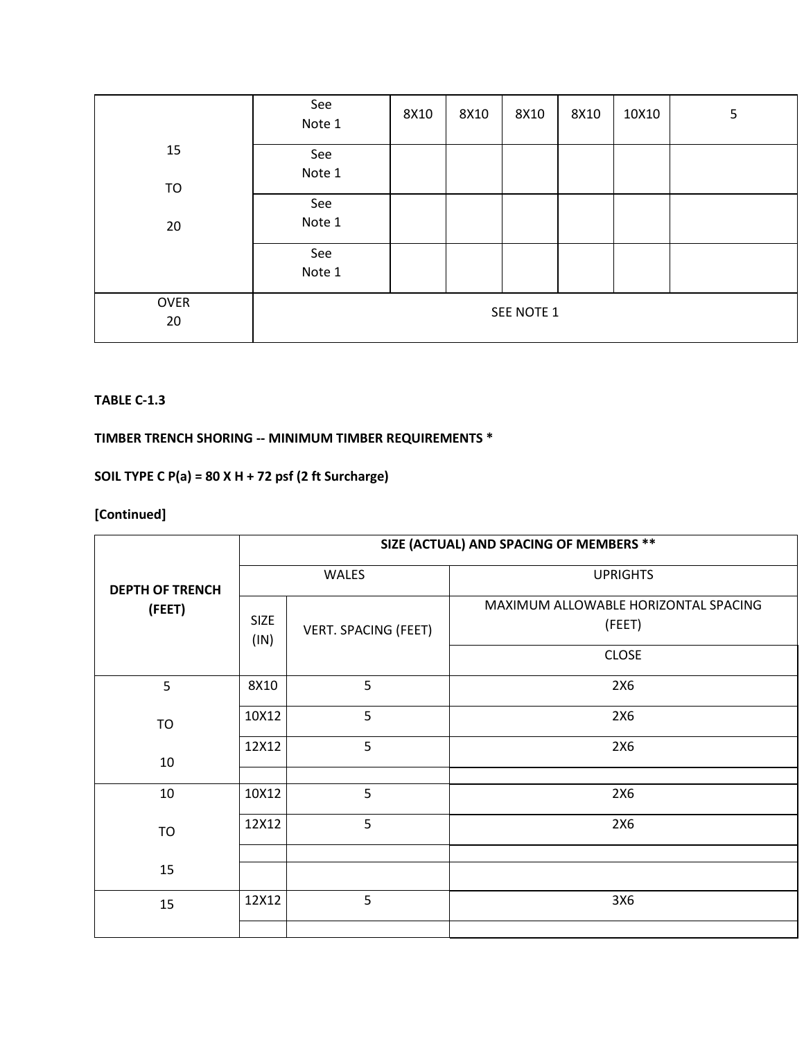| | | | | | | | |
|---|---|---|---|---|---|---|---|
| 15 TO 20 | See Note 1 | 8X10 | 8X10 | 8X10 | 8X10 | 10X10 | 5 |
| | See Note 1 | | | | | | |
| | See Note 1 | | | | | | |
| | See Note 1 | | | | | | |
| OVER 20 | SEE NOTE 1 | | | | | | |

**TABLE C-1.3**

**TIMBER TRENCH SHORING -- MINIMUM TIMBER REQUIREMENTS ***

**SOIL TYPE C P(a) = 80 X H + 72 psf (2 ft Surcharge)**

**[Continued]**

| DEPTH OF TRENCH (FEET) | SIZE (ACTUAL) AND SPACING OF MEMBERS ** | | |
|---|---|---|---|
| | WALES | | UPRIGHTS |
| | SIZE (IN) | VERT. SPACING (FEET) | MAXIMUM ALLOWABLE HORIZONTAL SPACING (FEET) |
| | | | CLOSE |
| 5 TO 10 | 8X10 | 5 | 2X6 |
| | 10X12 | 5 | 2X6 |
| | 12X12 | 5 | 2X6 |
| | | | |
| 10 TO 15 | 10X12 | 5 | 2X6 |
| | 12X12 | 5 | 2X6 |
| | | | |
| | | | |
| 15 | 12X12 | 5 | 3X6 |
| | | | |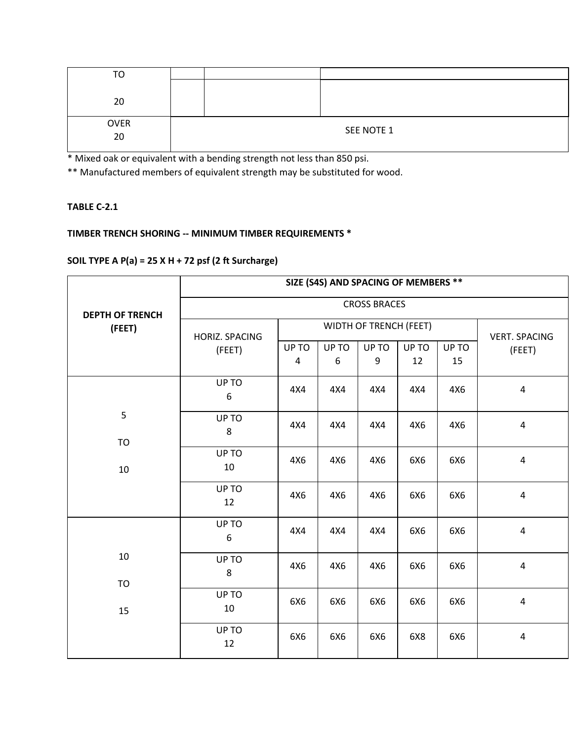| | | | |
|---|---|---|---|
| TO 20 | | | |
| OVER 20 | SEE NOTE 1 | | |

* Mixed oak or equivalent with a bending strength not less than 850 psi.

** Manufactured members of equivalent strength may be substituted for wood.

**TABLE C-2.1**

**TIMBER TRENCH SHORING -- MINIMUM TIMBER REQUIREMENTS ***

**SOIL TYPE A P(a) = 25 X H + 72 psf (2 ft Surcharge)**

| DEPTH OF TRENCH (FEET) | SIZE (S4S) AND SPACING OF MEMBERS ** | | | | | | |
|---|---|---|---|---|---|---|---|
| | CROSS BRACES | | | | | | |
| | HORIZ. SPACING (FEET) | WIDTH OF TRENCH (FEET) | | | | | VERT. SPACING (FEET) |
| | | UP TO 4 | UP TO 6 | UP TO 9 | UP TO 12 | UP TO 15 | |
| 5 TO 10 | UP TO 6 | 4X4 | 4X4 | 4X4 | 4X4 | 4X6 | 4 |
| | UP TO 8 | 4X4 | 4X4 | 4X4 | 4X6 | 4X6 | 4 |
| | UP TO 10 | 4X6 | 4X6 | 4X6 | 6X6 | 6X6 | 4 |
| | UP TO 12 | 4X6 | 4X6 | 4X6 | 6X6 | 6X6 | 4 |
| 10 TO 15 | UP TO 6 | 4X4 | 4X4 | 4X4 | 6X6 | 6X6 | 4 |
| | UP TO 8 | 4X6 | 4X6 | 4X6 | 6X6 | 6X6 | 4 |
| | UP TO 10 | 6X6 | 6X6 | 6X6 | 6X6 | 6X6 | 4 |
| | UP TO 12 | 6X6 | 6X6 | 6X6 | 6X8 | 6X6 | 4 |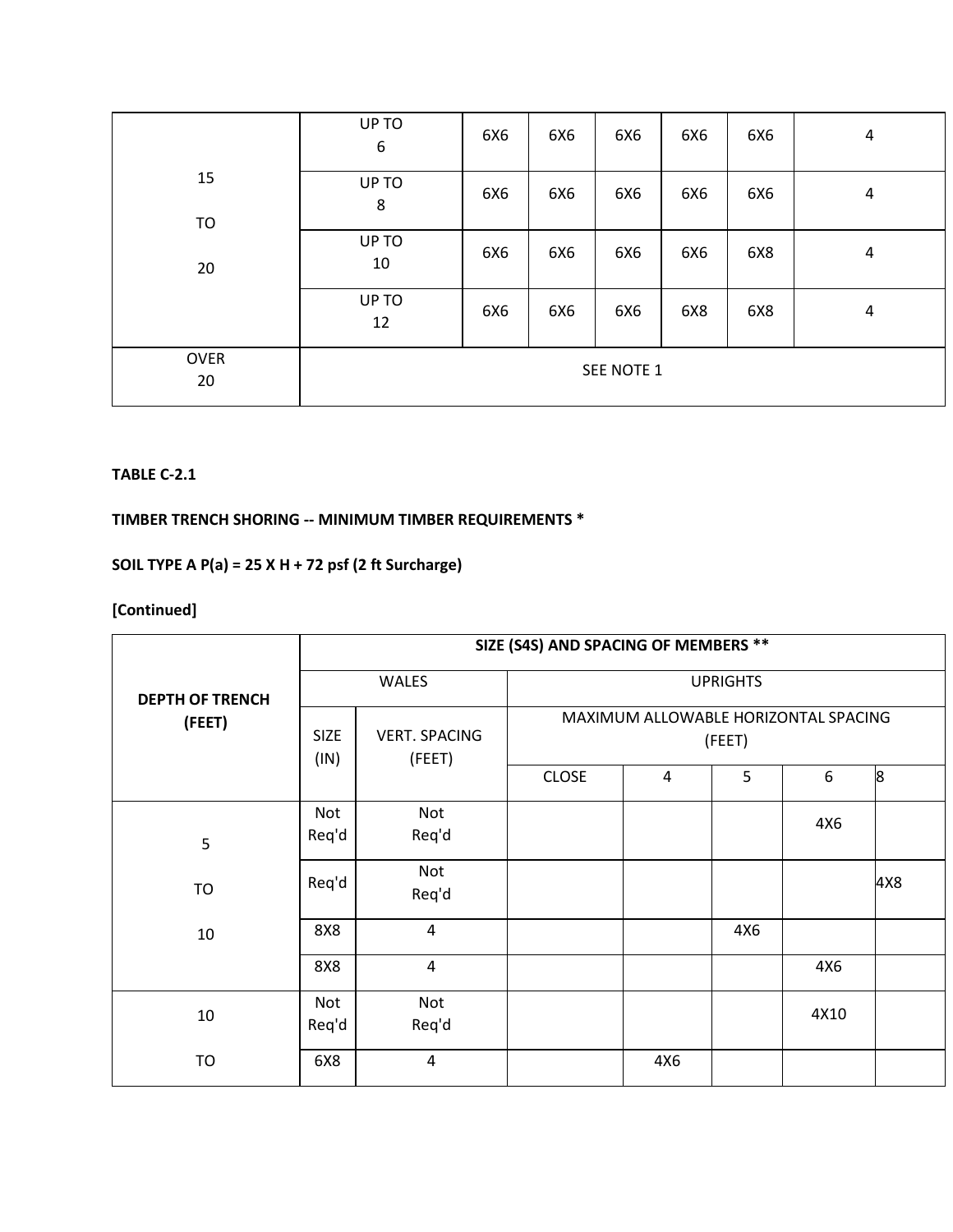| | | | | | | | |
|---|---|---|---|---|---|---|---|
| 15 TO 20 | UP TO 6 | 6X6 | 6X6 | 6X6 | 6X6 | 6X6 | 4 |
| | UP TO 8 | 6X6 | 6X6 | 6X6 | 6X6 | 6X6 | 4 |
| | UP TO 10 | 6X6 | 6X6 | 6X6 | 6X6 | 6X8 | 4 |
| | UP TO 12 | 6X6 | 6X6 | 6X6 | 6X8 | 6X8 | 4 |
| OVER 20 | SEE NOTE 1 | | | | | | |

**TABLE C-2.1**

**TIMBER TRENCH SHORING -- MINIMUM TIMBER REQUIREMENTS ***

**SOIL TYPE A P(a) = 25 X H + 72 psf (2 ft Surcharge)**

**[Continued]**

| DEPTH OF TRENCH (FEET) | SIZE (S4S) AND SPACING OF MEMBERS ** | | | | | | |
|---|---|---|---|---|---|---|---|
| | WALES | | UPRIGHTS | | | | |
| | SIZE (IN) | VERT. SPACING (FEET) | MAXIMUM ALLOWABLE HORIZONTAL SPACING (FEET) | | | | |
| | | | CLOSE | 4 | 5 | 6 | 8 |
| 5 TO 10 | Not Req'd | Not Req'd | | | | 4X6 | |
| | Req'd | Not Req'd | | | | | 4X8 |
| | 8X8 | 4 | | | 4X6 | | |
| | 8X8 | 4 | | | | 4X6 | |
| 10 TO | Not Req'd | Not Req'd | | | | 4X10 | |
| | 6X8 | 4 | | 4X6 | | | |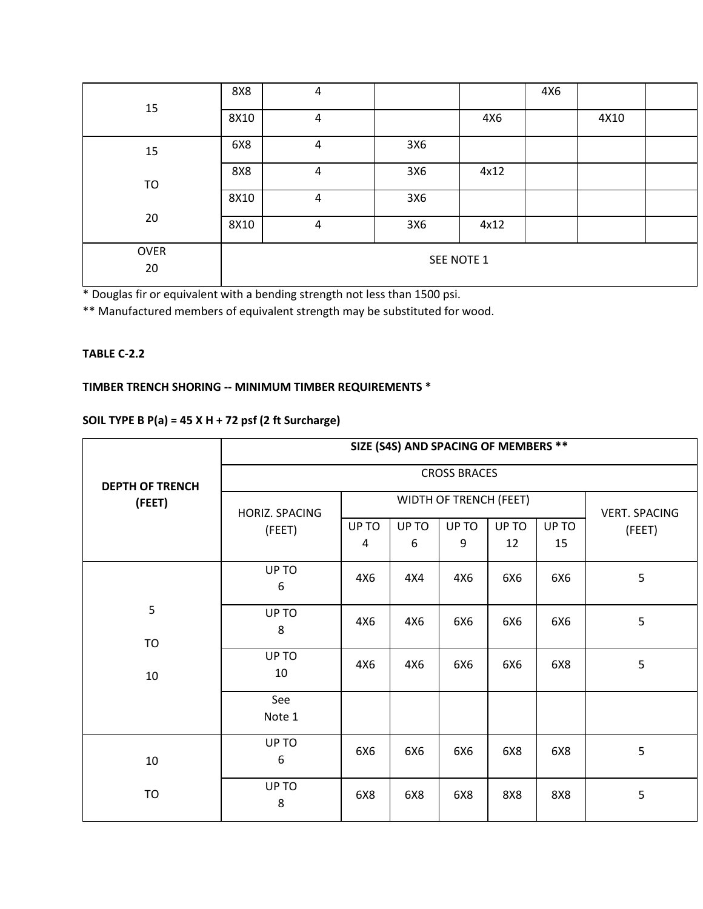| | | | | | | | |
|---|---|---|---|---|---|---|---|
| 15 | 8X8 | 4 | | | 4X6 | | |
| | 8X10 | 4 | | 4X6 | | 4X10 | |
| 15 TO 20 | 6X8 | 4 | 3X6 | | | | |
| | 8X8 | 4 | 3X6 | 4x12 | | | |
| | 8X10 | 4 | 3X6 | | | | |
| | 8X10 | 4 | 3X6 | 4x12 | | | |
| OVER 20 | SEE NOTE 1 | | | | | | |

* Douglas fir or equivalent with a bending strength not less than 1500 psi.

** Manufactured members of equivalent strength may be substituted for wood.

**TABLE C-2.2**

**TIMBER TRENCH SHORING -- MINIMUM TIMBER REQUIREMENTS ***

**SOIL TYPE B P(a) = 45 X H + 72 psf (2 ft Surcharge)**

| DEPTH OF TRENCH (FEET) | SIZE (S4S) AND SPACING OF MEMBERS ** | | | | | | |
|---|---|---|---|---|---|---|---|
| | CROSS BRACES | | | | | | |
| | HORIZ. SPACING (FEET) | WIDTH OF TRENCH (FEET) | | | | | VERT. SPACING (FEET) |
| | | UP TO 4 | UP TO 6 | UP TO 9 | UP TO 12 | UP TO 15 | |
| 5 TO 10 | UP TO 6 | 4X6 | 4X4 | 4X6 | 6X6 | 6X6 | 5 |
| | UP TO 8 | 4X6 | 4X6 | 6X6 | 6X6 | 6X6 | 5 |
| | UP TO 10 | 4X6 | 4X6 | 6X6 | 6X6 | 6X8 | 5 |
| | See Note 1 | | | | | | |
| 10 TO | UP TO 6 | 6X6 | 6X6 | 6X6 | 6X8 | 6X8 | 5 |
| | UP TO 8 | 6X8 | 6X8 | 6X8 | 8X8 | 8X8 | 5 |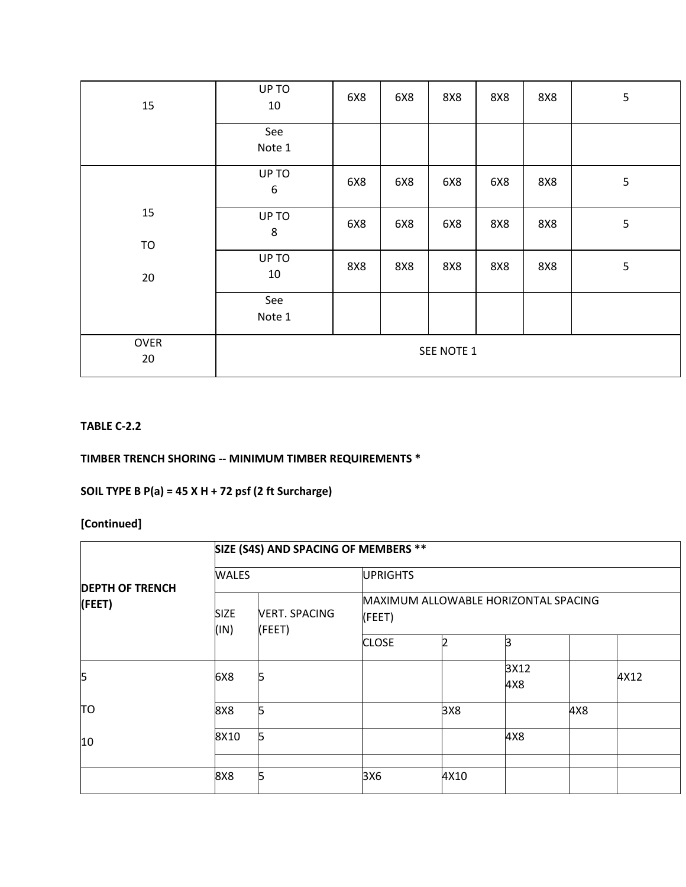| | | | | | | | |
|---|---|---|---|---|---|---|---|
| 15 | UP TO 10 | 6X8 | 6X8 | 8X8 | 8X8 | 8X8 | 5 |
| | See Note 1 | | | | | | |
| 15 TO 20 | UP TO 6 | 6X8 | 6X8 | 6X8 | 6X8 | 8X8 | 5 |
| | UP TO 8 | 6X8 | 6X8 | 6X8 | 8X8 | 8X8 | 5 |
| | UP TO 10 | 8X8 | 8X8 | 8X8 | 8X8 | 8X8 | 5 |
| | See Note 1 | | | | | | |
| OVER 20 | SEE NOTE 1 | | | | | | |

**TABLE C-2.2**

**TIMBER TRENCH SHORING -- MINIMUM TIMBER REQUIREMENTS ***

**SOIL TYPE B P(a) = 45 X H + 72 psf (2 ft Surcharge)**

**[Continued]**

| DEPTH OF TRENCH (FEET) | SIZE (S4S) AND SPACING OF MEMBERS ** | | | | | | |
|---|---|---|---|---|---|---|---|
| | WALES | | UPRIGHTS | | | | |
| | SIZE (IN) | VERT. SPACING (FEET) | MAXIMUM ALLOWABLE HORIZONTAL SPACING (FEET) | | | | |
| | | | CLOSE | 2 | 3 | | |
| 5 TO 10 | 6X8 | 5 | | | 3X12 4X8 | | 4X12 |
| | 8X8 | 5 | | 3X8 | | 4X8 | |
| | 8X10 | 5 | | | 4X8 | | |
| | | | | | | | |
| | 8X8 | 5 | 3X6 | 4X10 | | | |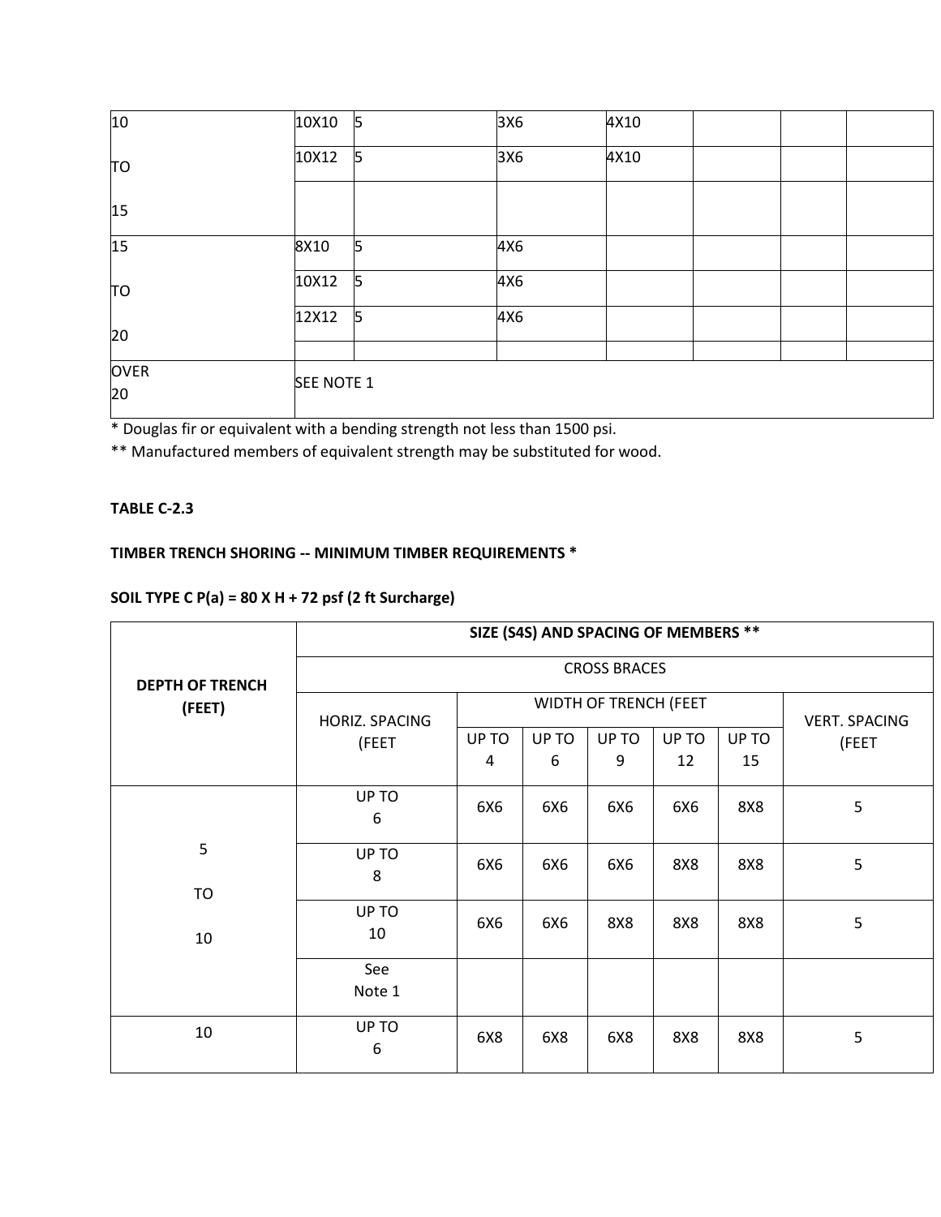| | | | | | | | |
|---|---|---|---|---|---|---|---|
| 10 TO 15 | 10X10 | 5 | 3X6 | 4X10 | | | |
| | 10X12 | 5 | 3X6 | 4X10 | | | |
| | | | | | | | |
| 15 TO 20 | 8X10 | 5 | 4X6 | | | | |
| | 10X12 | 5 | 4X6 | | | | |
| | 12X12 | 5 | 4X6 | | | | |
| | | | | | | | |
| OVER 20 | SEE NOTE 1 | | | | | | |

* Douglas fir or equivalent with a bending strength not less than 1500 psi.

** Manufactured members of equivalent strength may be substituted for wood.

**TABLE C-2.3**

**TIMBER TRENCH SHORING -- MINIMUM TIMBER REQUIREMENTS ***

**SOIL TYPE C P(a) = 80 X H + 72 psf (2 ft Surcharge)**

| DEPTH OF TRENCH (FEET) | SIZE (S4S) AND SPACING OF MEMBERS ** | | | | | | |
|---|---|---|---|---|---|---|---|
| | CROSS BRACES | | | | | | |
| | HORIZ. SPACING (FEET | WIDTH OF TRENCH (FEET | | | | | VERT. SPACING (FEET |
| | | UP TO 4 | UP TO 6 | UP TO 9 | UP TO 12 | UP TO 15 | |
| 5 TO 10 | UP TO 6 | 6X6 | 6X6 | 6X6 | 6X6 | 8X8 | 5 |
| | UP TO 8 | 6X6 | 6X6 | 6X6 | 8X8 | 8X8 | 5 |
| | UP TO 10 | 6X6 | 6X6 | 8X8 | 8X8 | 8X8 | 5 |
| | See Note 1 | | | | | | |
| 10 | UP TO 6 | 6X8 | 6X8 | 6X8 | 8X8 | 8X8 | 5 |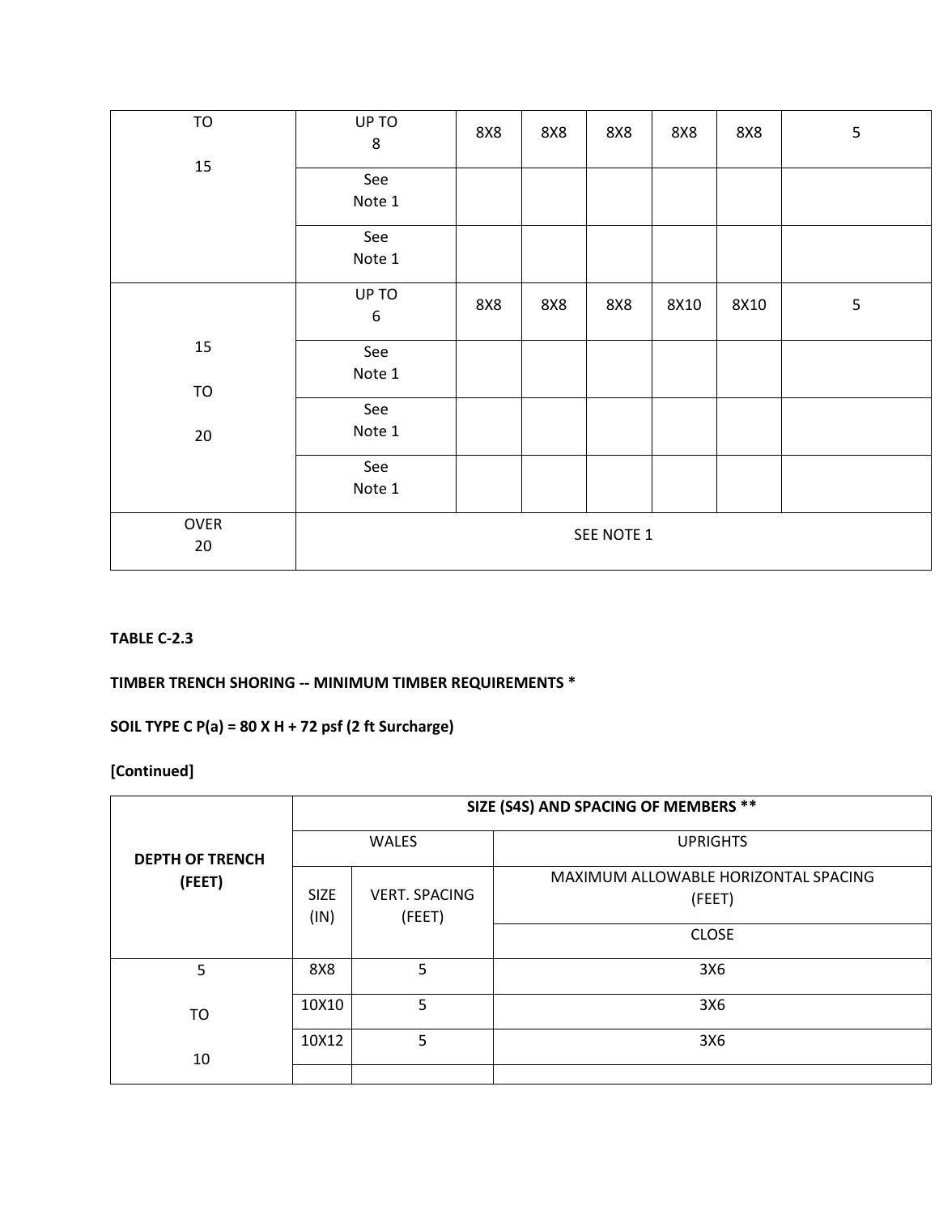| | | | | | | | |
|---|---|---|---|---|---|---|---|
| TO 15 | UP TO 8 | 8X8 | 8X8 | 8X8 | 8X8 | 8X8 | 5 |
| | See Note 1 | | | | | | |
| | See Note 1 | | | | | | |
| 15 TO 20 | UP TO 6 | 8X8 | 8X8 | 8X8 | 8X10 | 8X10 | 5 |
| | See Note 1 | | | | | | |
| | See Note 1 | | | | | | |
| | See Note 1 | | | | | | |
| OVER 20 | SEE NOTE 1 | | | | | | |

**TABLE C-2.3**

**TIMBER TRENCH SHORING -- MINIMUM TIMBER REQUIREMENTS ***

**SOIL TYPE C P(a) = 80 X H + 72 psf (2 ft Surcharge)**

**[Continued]**

| DEPTH OF TRENCH (FEET) | SIZE (S4S) AND SPACING OF MEMBERS ** | | |
|---|---|---|---|
| | WALES | | UPRIGHTS |
| | SIZE (IN) | VERT. SPACING (FEET) | MAXIMUM ALLOWABLE HORIZONTAL SPACING (FEET) |
| | | | CLOSE |
| 5 TO 10 | 8X8 | 5 | 3X6 |
| | 10X10 | 5 | 3X6 |
| | 10X12 | 5 | 3X6 |
| | | | |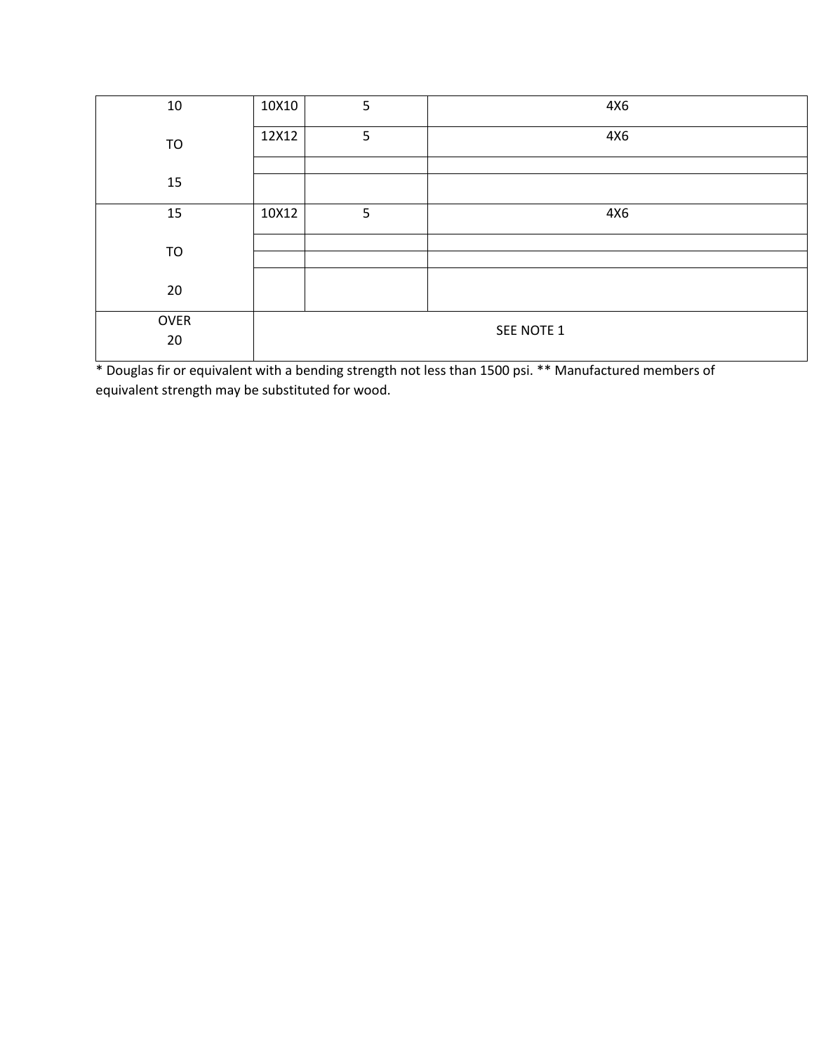| | | | |
|---|---|---|---|
| 10 TO 15 | 10X10 | 5 | 4X6 |
| | 12X12 | 5 | 4X6 |
| | | | |
| | | | |
| 15 TO 20 | 10X12 | 5 | 4X6 |
| | | | |
| | | | |
| | | | |
| OVER 20 | SEE NOTE 1 | | |

* Douglas fir or equivalent with a bending strength not less than 1500 psi. ** Manufactured members of equivalent strength may be substituted for wood.